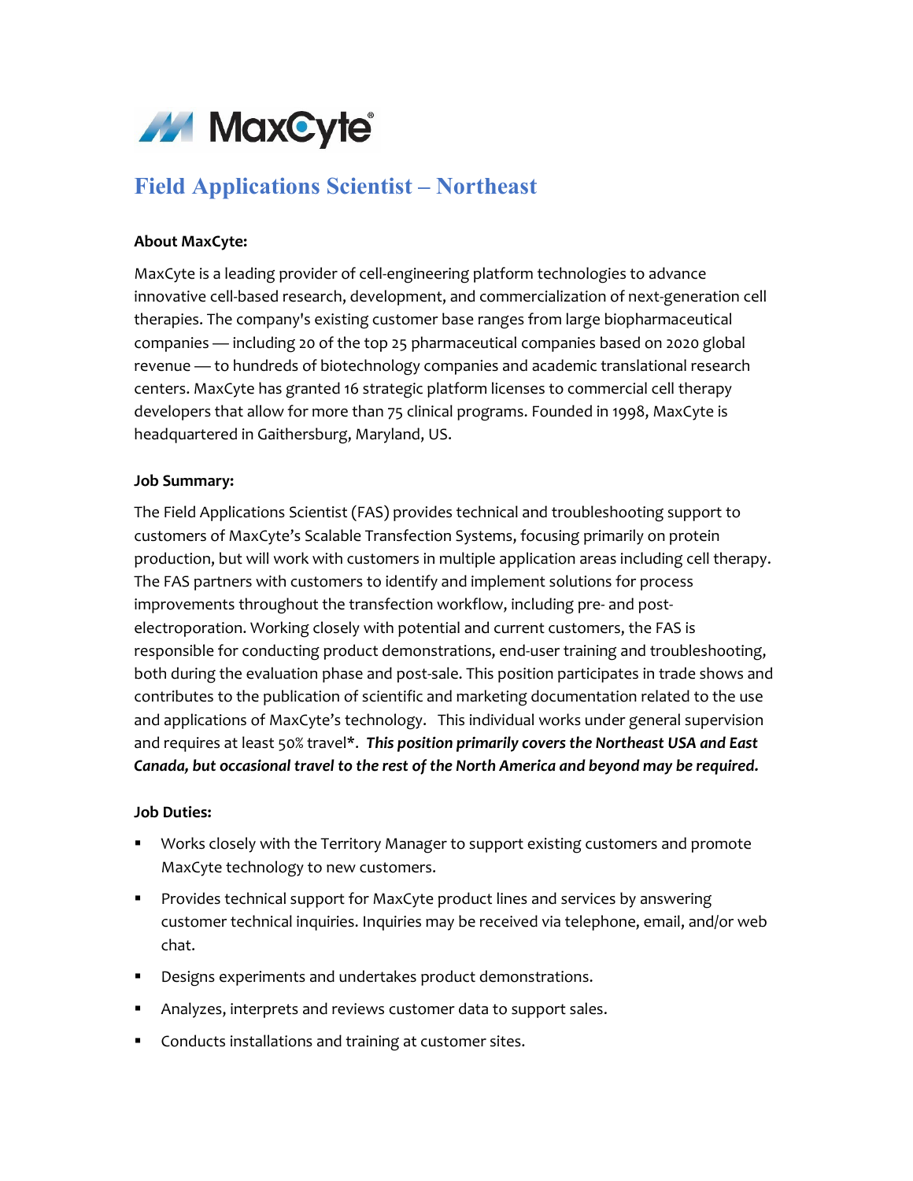MaxCyte®

# Field Applications Scientist – Northeast

**About MaxCyte:**

MaxCyte is a leading provider of cell-engineering platform technologies to advance innovative cell-based research, development, and commercialization of next-generation cell therapies. The company's existing customer base ranges from large biopharmaceutical companies — including 20 of the top 25 pharmaceutical companies based on 2020 global revenue — to hundreds of biotechnology companies and academic translational research centers. MaxCyte has granted 16 strategic platform licenses to commercial cell therapy developers that allow for more than 75 clinical programs. Founded in 1998, MaxCyte is headquartered in Gaithersburg, Maryland, US.

**Job Summary:**

The Field Applications Scientist (FAS) provides technical and troubleshooting support to customers of MaxCyte's Scalable Transfection Systems, focusing primarily on protein production, but will work with customers in multiple application areas including cell therapy. The FAS partners with customers to identify and implement solutions for process improvements throughout the transfection workflow, including pre- and post-electroporation. Working closely with potential and current customers, the FAS is responsible for conducting product demonstrations, end-user training and troubleshooting, both during the evaluation phase and post-sale. This position participates in trade shows and contributes to the publication of scientific and marketing documentation related to the use and applications of MaxCyte's technology. This individual works under general supervision and requires at least 50% travel*. ***This position primarily covers the Northeast USA and East Canada, but occasional travel to the rest of the North America and beyond may be required.***

**Job Duties:**

- Works closely with the Territory Manager to support existing customers and promote MaxCyte technology to new customers.
- Provides technical support for MaxCyte product lines and services by answering customer technical inquiries. Inquiries may be received via telephone, email, and/or web chat.
- Designs experiments and undertakes product demonstrations.
- Analyzes, interprets and reviews customer data to support sales.
- Conducts installations and training at customer sites.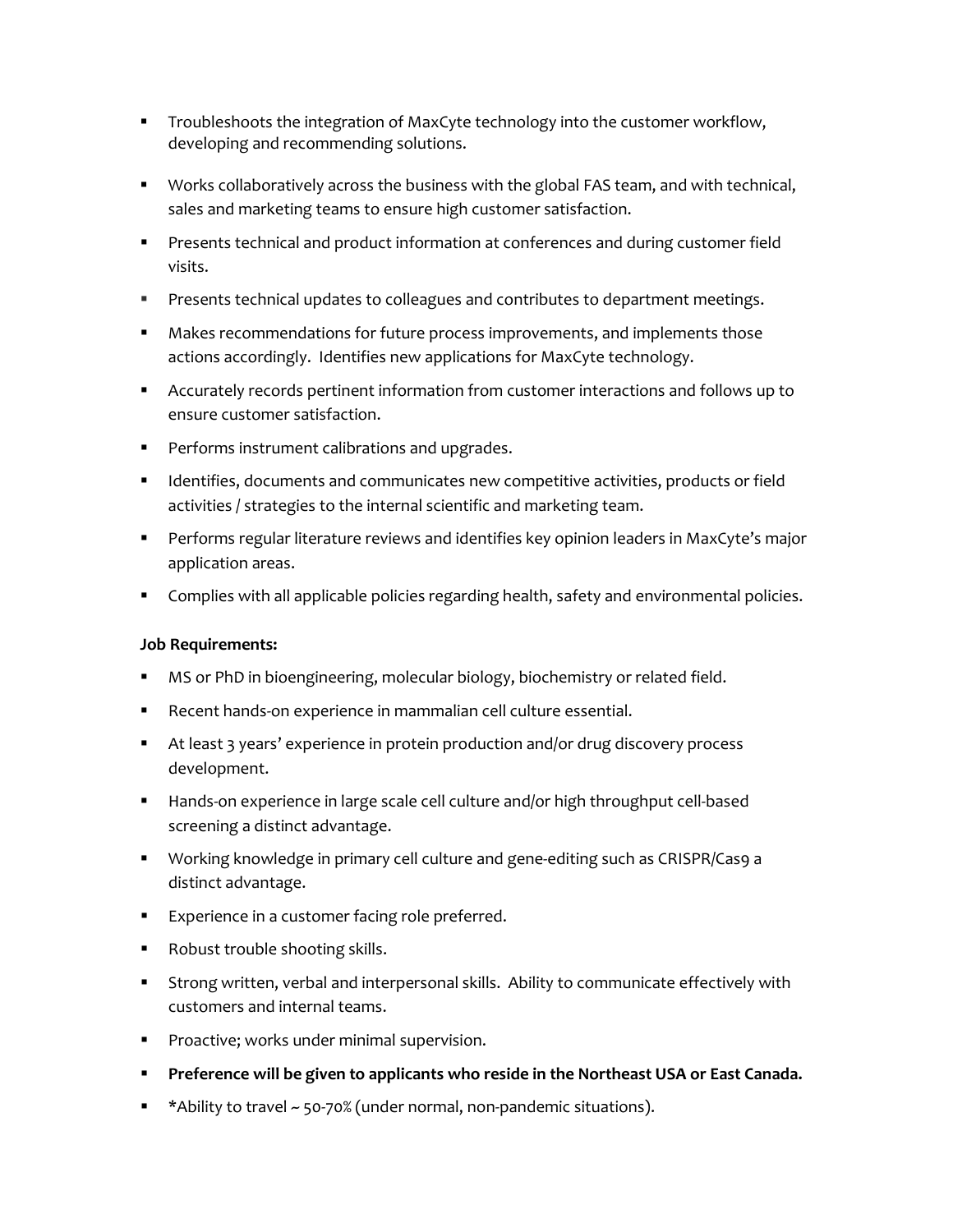- Troubleshoots the integration of MaxCyte technology into the customer workflow, developing and recommending solutions.
- Works collaboratively across the business with the global FAS team, and with technical, sales and marketing teams to ensure high customer satisfaction.
- Presents technical and product information at conferences and during customer field visits.
- Presents technical updates to colleagues and contributes to department meetings.
- Makes recommendations for future process improvements, and implements those actions accordingly. Identifies new applications for MaxCyte technology.
- Accurately records pertinent information from customer interactions and follows up to ensure customer satisfaction.
- Performs instrument calibrations and upgrades.
- Identifies, documents and communicates new competitive activities, products or field activities / strategies to the internal scientific and marketing team.
- Performs regular literature reviews and identifies key opinion leaders in MaxCyte's major application areas.
- Complies with all applicable policies regarding health, safety and environmental policies.

**Job Requirements:**

- MS or PhD in bioengineering, molecular biology, biochemistry or related field.
- Recent hands-on experience in mammalian cell culture essential.
- At least 3 years' experience in protein production and/or drug discovery process development.
- Hands-on experience in large scale cell culture and/or high throughput cell-based screening a distinct advantage.
- Working knowledge in primary cell culture and gene-editing such as CRISPR/Cas9 a distinct advantage.
- Experience in a customer facing role preferred.
- Robust trouble shooting skills.
- Strong written, verbal and interpersonal skills. Ability to communicate effectively with customers and internal teams.
- Proactive; works under minimal supervision.
- **Preference will be given to applicants who reside in the Northeast USA or East Canada.**
- *Ability to travel ~ 50-70% (under normal, non-pandemic situations).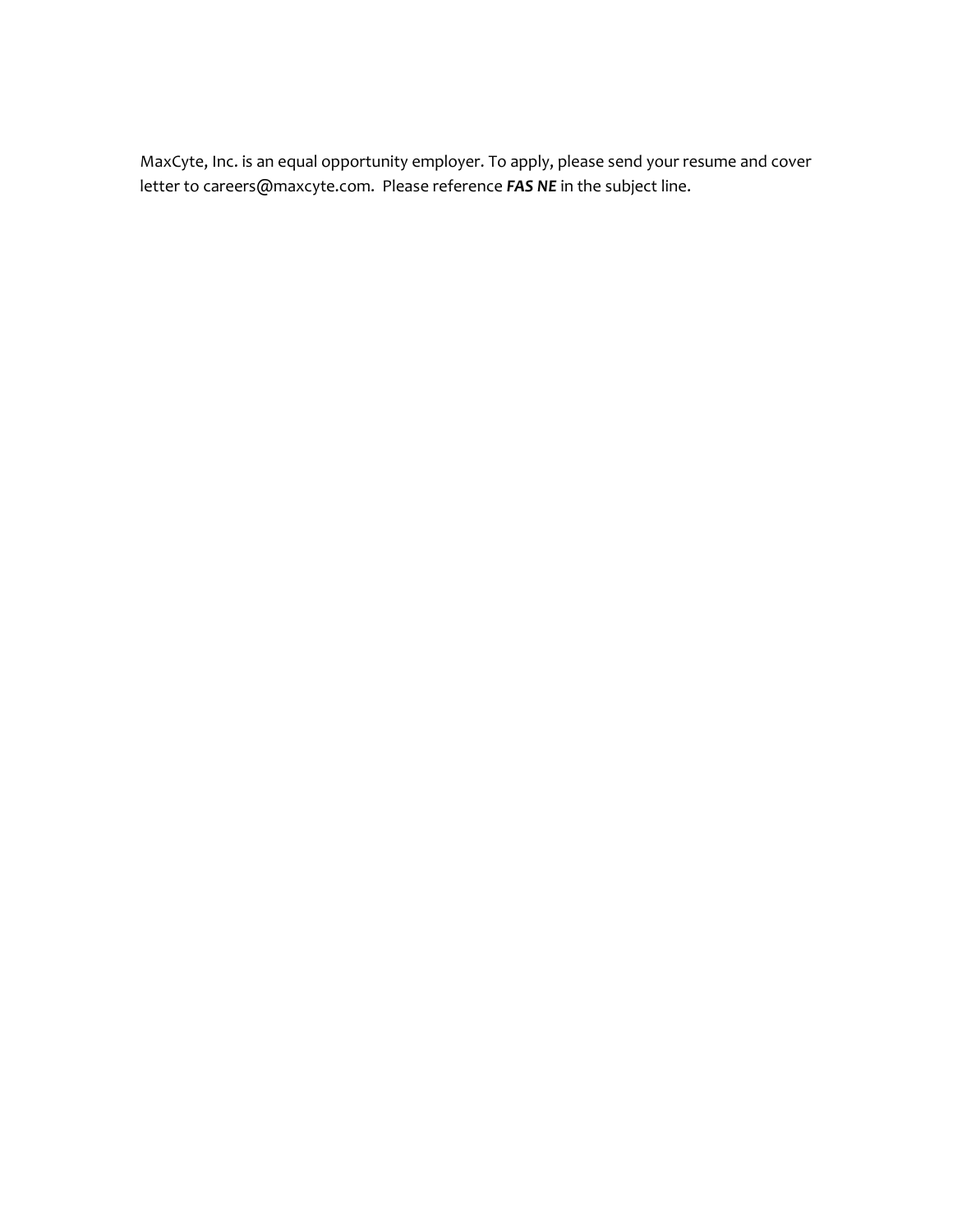MaxCyte, Inc. is an equal opportunity employer. To apply, please send your resume and cover letter to careers@maxcyte.com. Please reference ***FAS NE*** in the subject line.